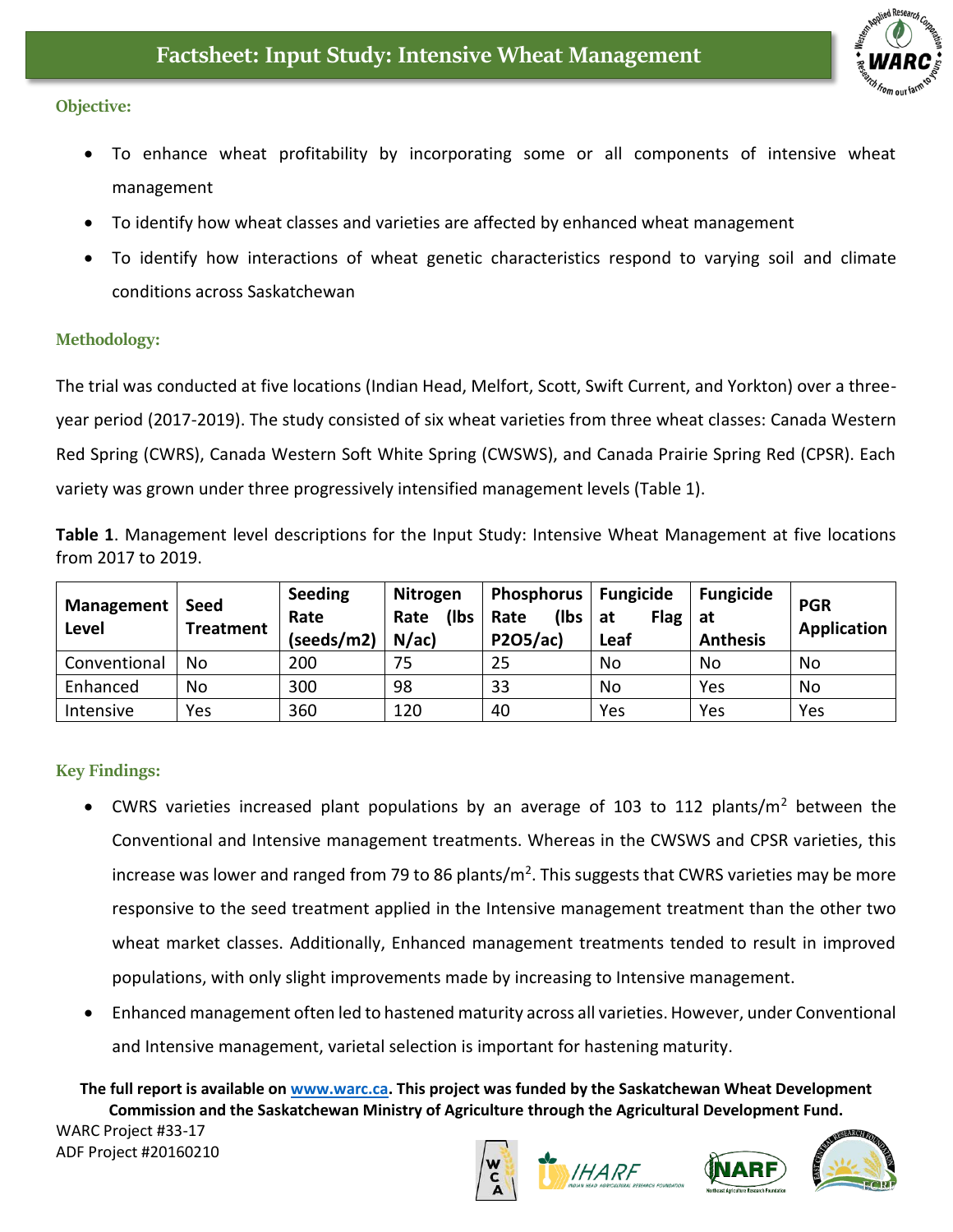# Factsheet: Input Study: Intensive Wheat Management

### Objective:

- To enhance wheat profitability by incorporating some or all components of intensive wheat management
- To identify how wheat classes and varieties are affected by enhanced wheat management
- To identify how interactions of wheat genetic characteristics respond to varying soil and climate conditions across Saskatchewan

### Methodology:

The trial was conducted at five locations (Indian Head, Melfort, Scott, Swift Current, and Yorkton) over a three-year period (2017-2019). The study consisted of six wheat varieties from three wheat classes: Canada Western Red Spring (CWRS), Canada Western Soft White Spring (CWSWS), and Canada Prairie Spring Red (CPSR). Each variety was grown under three progressively intensified management levels (Table 1).

**Table 1**. Management level descriptions for the Input Study: Intensive Wheat Management at five locations from 2017 to 2019.

| Management Level | Seed Treatment | Seeding Rate (seeds/m2) | Nitrogen Rate (lbs N/ac) | Phosphorus Rate (lbs P2O5/ac) | Fungicide at Flag Leaf | Fungicide at Anthesis | PGR Application |
|---|---|---|---|---|---|---|---|
| Conventional | No | 200 | 75 | 25 | No | No | No |
| Enhanced | No | 300 | 98 | 33 | No | Yes | No |
| Intensive | Yes | 360 | 120 | 40 | Yes | Yes | Yes |

### Key Findings:

- CWRS varieties increased plant populations by an average of 103 to 112 plants/m$^2$ between the Conventional and Intensive management treatments. Whereas in the CWSWS and CPSR varieties, this increase was lower and ranged from 79 to 86 plants/m$^2$. This suggests that CWRS varieties may be more responsive to the seed treatment applied in the Intensive management treatment than the other two wheat market classes. Additionally, Enhanced management treatments tended to result in improved populations, with only slight improvements made by increasing to Intensive management.
- Enhanced management often led to hastened maturity across all varieties. However, under Conventional and Intensive management, varietal selection is important for hastening maturity.

**The full report is available on www.warc.ca. This project was funded by the Saskatchewan Wheat Development Commission and the Saskatchewan Ministry of Agriculture through the Agricultural Development Fund.**

WARC Project #33-17
ADF Project #20160210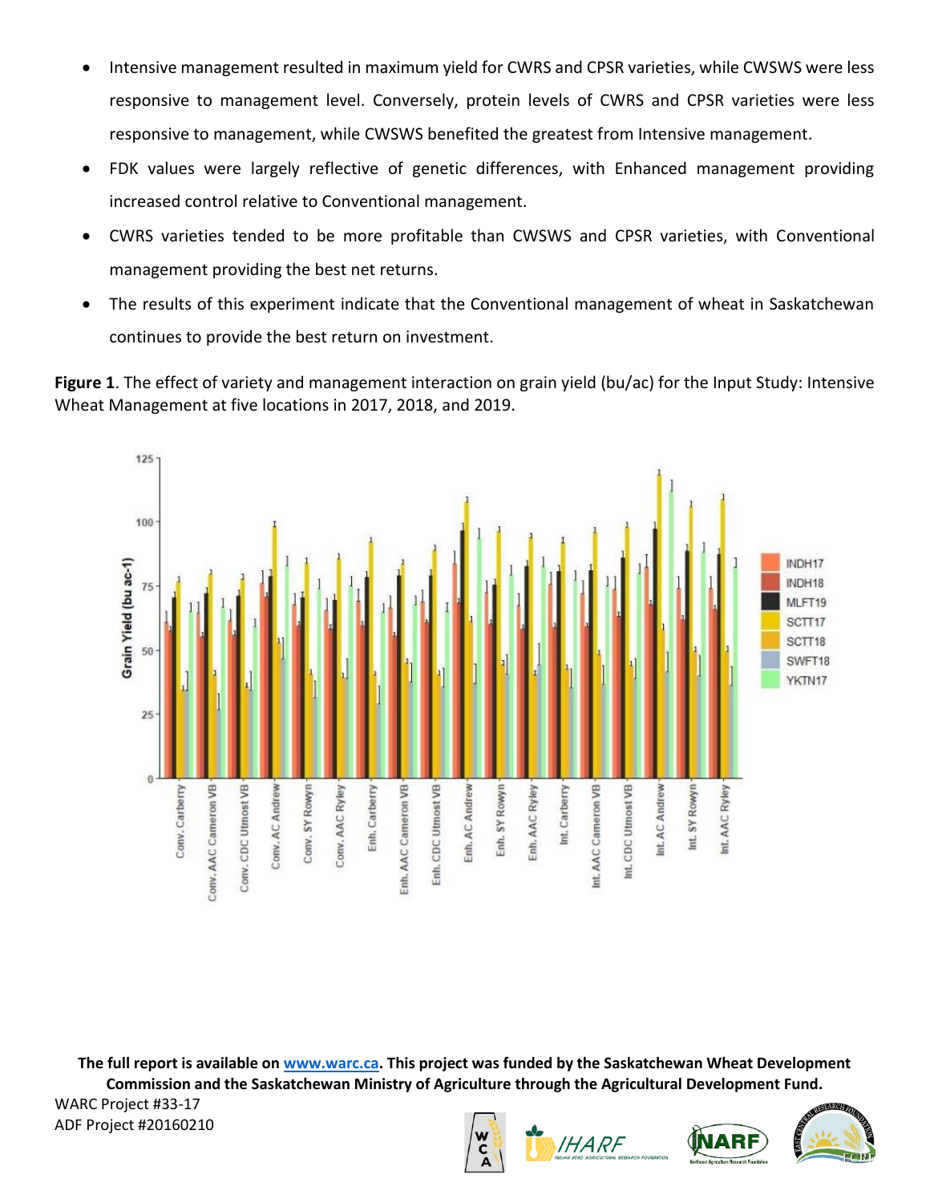- Intensive management resulted in maximum yield for CWRS and CPSR varieties, while CWSWS were less responsive to management level. Conversely, protein levels of CWRS and CPSR varieties were less responsive to management, while CWSWS benefited the greatest from Intensive management.
- FDK values were largely reflective of genetic differences, with Enhanced management providing increased control relative to Conventional management.
- CWRS varieties tended to be more profitable than CWSWS and CPSR varieties, with Conventional management providing the best net returns.
- The results of this experiment indicate that the Conventional management of wheat in Saskatchewan continues to provide the best return on investment.

**Figure 1**. The effect of variety and management interaction on grain yield (bu/ac) for the Input Study: Intensive Wheat Management at five locations in 2017, 2018, and 2019.

Grain Yield (bu ac-1)

0
25
50
75
100
125

INDH17
INDH18
MLFT19
SCTT17
SCTT18
SWFT18
YKTN17

Conv. Carberry
Conv. AAC Cameron VB
Conv. CDC Utmost VB
Conv. AC Andrew
Conv. SY Rowyn
Conv. AAC Ryley
Enh. Carberry
Enh. AAC Cameron VB
Enh. CDC Utmost VB
Enh. AC Andrew
Enh. SY Rowyn
Enh. AAC Ryley
Int. Carberry
Int. AAC Cameron VB
Int. CDC Utmost VB
Int. AC Andrew
Int. SY Rowyn
Int. AAC Ryley

**The full report is available on [www.warc.ca](http://www.warc.ca). This project was funded by the Saskatchewan Wheat Development Commission and the Saskatchewan Ministry of Agriculture through the Agricultural Development Fund.**

WARC Project #33-17
ADF Project #20160210